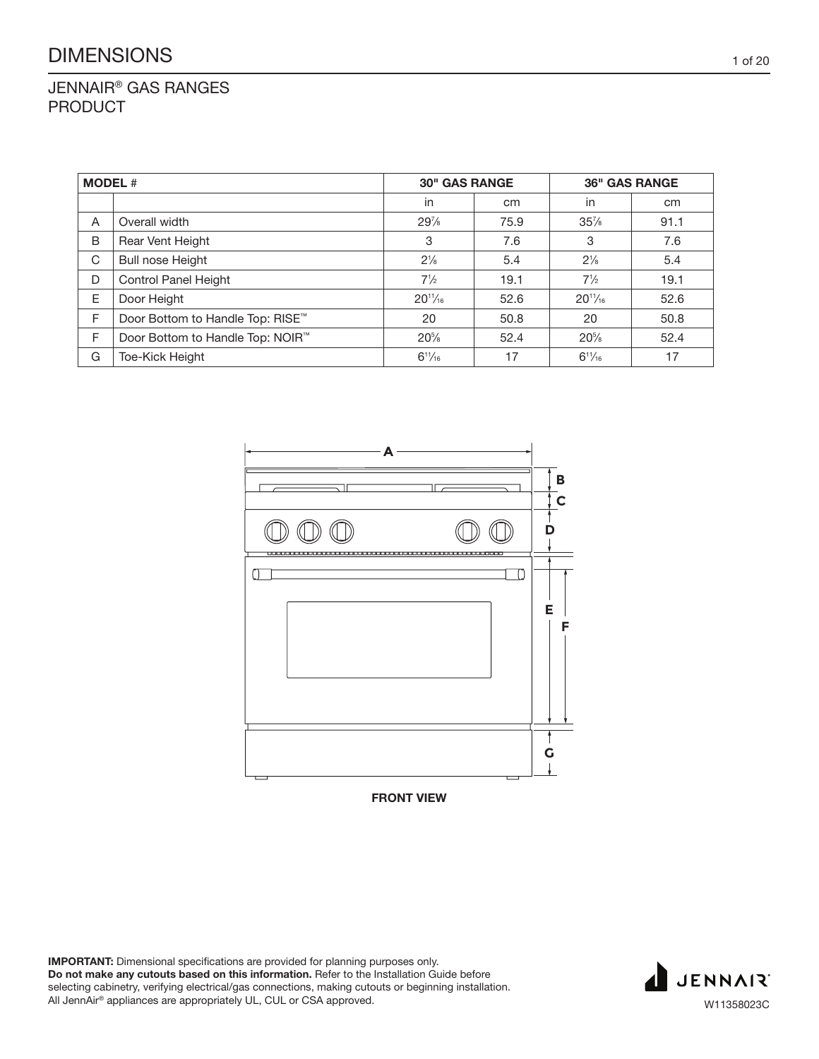# DIMENSIONS

## JENNAIR® GAS RANGES
## PRODUCT

| MODEL # | | 30" GAS RANGE | | 36" GAS RANGE | |
|---|---|---|---|---|---|
| | | in | cm | in | cm |
| A | Overall width | 29⅞ | 75.9 | 35⅞ | 91.1 |
| B | Rear Vent Height | 3 | 7.6 | 3 | 7.6 |
| C | Bull nose Height | 2⅛ | 5.4 | 2⅛ | 5.4 |
| D | Control Panel Height | 7½ | 19.1 | 7½ | 19.1 |
| E | Door Height | 20¹¹⁄₁₆ | 52.6 | 20¹¹⁄₁₆ | 52.6 |
| F | Door Bottom to Handle Top: RISE™ | 20 | 50.8 | 20 | 50.8 |
| F | Door Bottom to Handle Top: NOIR™ | 20⅝ | 52.4 | 20⅝ | 52.4 |
| G | Toe-Kick Height | 6¹¹⁄₁₆ | 17 | 6¹¹⁄₁₆ | 17 |

A

B

C

D

E

F

G

**FRONT VIEW**

**IMPORTANT:** Dimensional specifications are provided for planning purposes only.
**Do not make any cutouts based on this information.** Refer to the Installation Guide before selecting cabinetry, verifying electrical/gas connections, making cutouts or beginning installation.
All JennAir® appliances are appropriately UL, CUL or CSA approved.

JENNAIR

W11358023C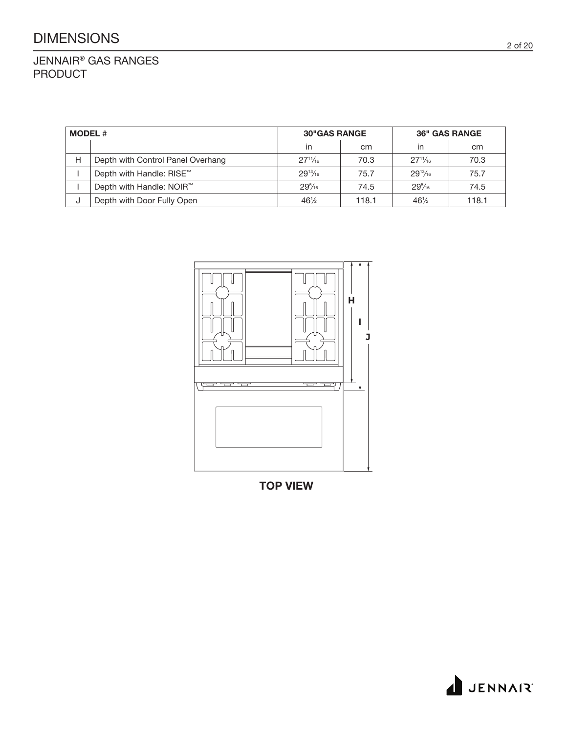# DIMENSIONS

## JENNAIR® GAS RANGES
## PRODUCT

| MODEL # | | 30"GAS RANGE | | 36" GAS RANGE | |
|---|---|---|---|---|---|
| | | in | cm | in | cm |
| H | Depth with Control Panel Overhang | 27 11/16 | 70.3 | 27 11/16 | 70.3 |
| I | Depth with Handle: RISE™ | 29 13/16 | 75.7 | 29 13/16 | 75.7 |
| I | Depth with Handle: NOIR™ | 29 5/16 | 74.5 | 29 5/16 | 74.5 |
| J | Depth with Door Fully Open | 46½ | 118.1 | 46½ | 118.1 |

H

I

J

TOP VIEW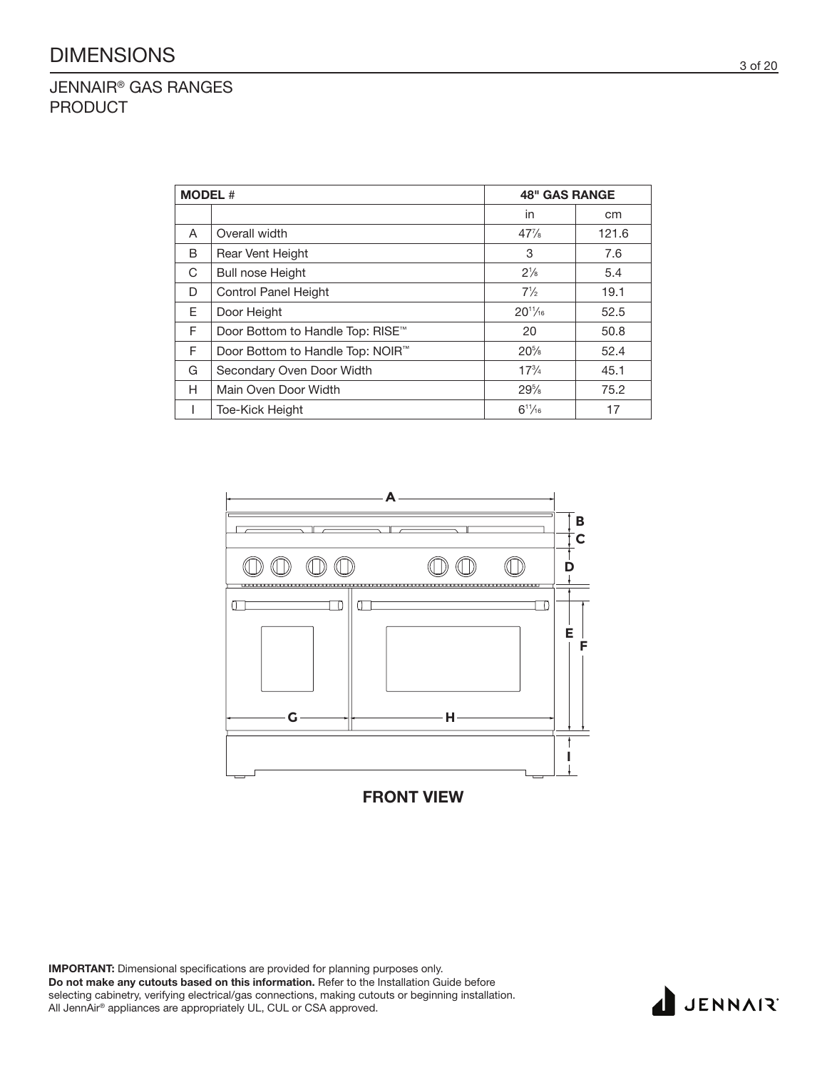# DIMENSIONS

## JENNAIR® GAS RANGES
## PRODUCT

| MODEL # | | 48" GAS RANGE | |
|---|---|---|---|
| | | in | cm |
| A | Overall width | 47⅞ | 121.6 |
| B | Rear Vent Height | 3 | 7.6 |
| C | Bull nose Height | 2⅛ | 5.4 |
| D | Control Panel Height | 7½ | 19.1 |
| E | Door Height | 20 11/16 | 52.5 |
| F | Door Bottom to Handle Top: RISE™ | 20 | 50.8 |
| F | Door Bottom to Handle Top: NOIR™ | 20⅝ | 52.4 |
| G | Secondary Oven Door Width | 17¾ | 45.1 |
| H | Main Oven Door Width | 29⅝ | 75.2 |
| I | Toe-Kick Height | 6 11/16 | 17 |

A

B

C

D

E

F

G

H

I

**FRONT VIEW**

**IMPORTANT:** Dimensional specifications are provided for planning purposes only.
**Do not make any cutouts based on this information.** Refer to the Installation Guide before selecting cabinetry, verifying electrical/gas connections, making cutouts or beginning installation.
All JennAir® appliances are appropriately UL, CUL or CSA approved.

JENNAIR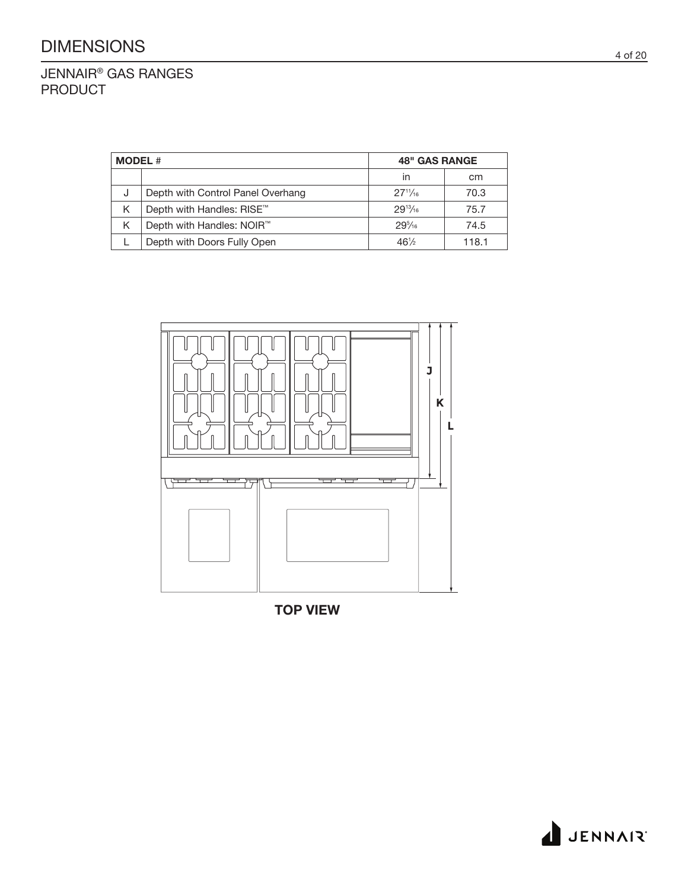# DIMENSIONS

## JENNAIR® GAS RANGES
## PRODUCT

| MODEL # | | 48" GAS RANGE | |
|---|---|---|---|
| | | in | cm |
| J | Depth with Control Panel Overhang | 27 11/16 | 70.3 |
| K | Depth with Handles: RISE™ | 29 13/16 | 75.7 |
| K | Depth with Handles: NOIR™ | 29 5/16 | 74.5 |
| L | Depth with Doors Fully Open | 46 1/2 | 118.1 |

J

K

L

**TOP VIEW**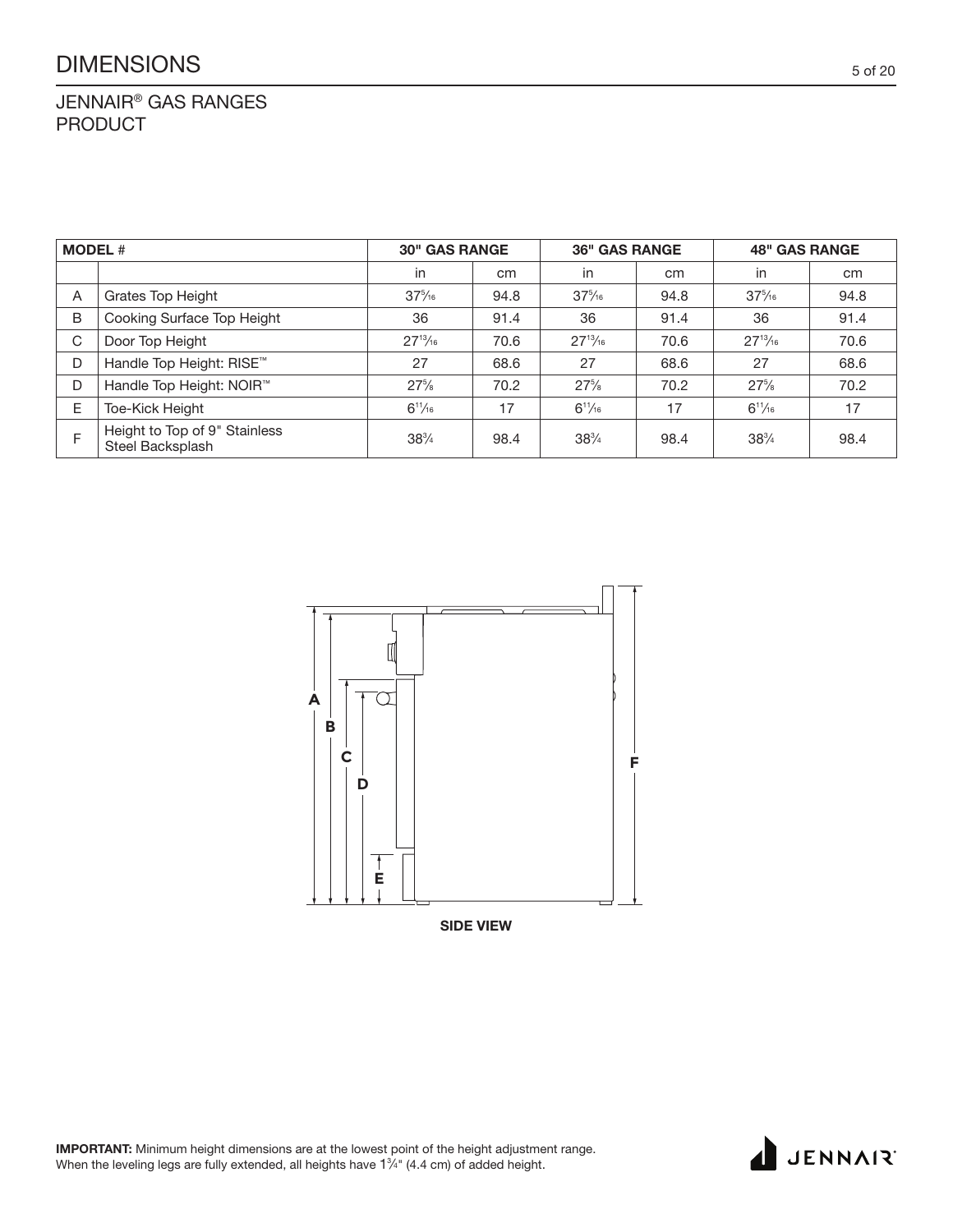# DIMENSIONS

## JENNAIR® GAS RANGES
## PRODUCT

| MODEL # | | 30" GAS RANGE | | 36" GAS RANGE | | 48" GAS RANGE | |
|---|---|---|---|---|---|---|---|
| | | in | cm | in | cm | in | cm |
| A | Grates Top Height | 37⁵⁄₁₆ | 94.8 | 37⁵⁄₁₆ | 94.8 | 37⁵⁄₁₆ | 94.8 |
| B | Cooking Surface Top Height | 36 | 91.4 | 36 | 91.4 | 36 | 91.4 |
| C | Door Top Height | 27¹³⁄₁₆ | 70.6 | 27¹³⁄₁₆ | 70.6 | 27¹³⁄₁₆ | 70.6 |
| D | Handle Top Height: RISE™ | 27 | 68.6 | 27 | 68.6 | 27 | 68.6 |
| D | Handle Top Height: NOIR™ | 27⅝ | 70.2 | 27⅝ | 70.2 | 27⅝ | 70.2 |
| E | Toe-Kick Height | 6¹¹⁄₁₆ | 17 | 6¹¹⁄₁₆ | 17 | 6¹¹⁄₁₆ | 17 |
| F | Height to Top of 9" Stainless Steel Backsplash | 38¾ | 98.4 | 38¾ | 98.4 | 38¾ | 98.4 |

A

B

C

D

E

F

SIDE VIEW

**IMPORTANT:** Minimum height dimensions are at the lowest point of the height adjustment range. When the leveling legs are fully extended, all heights have 1¾" (4.4 cm) of added height.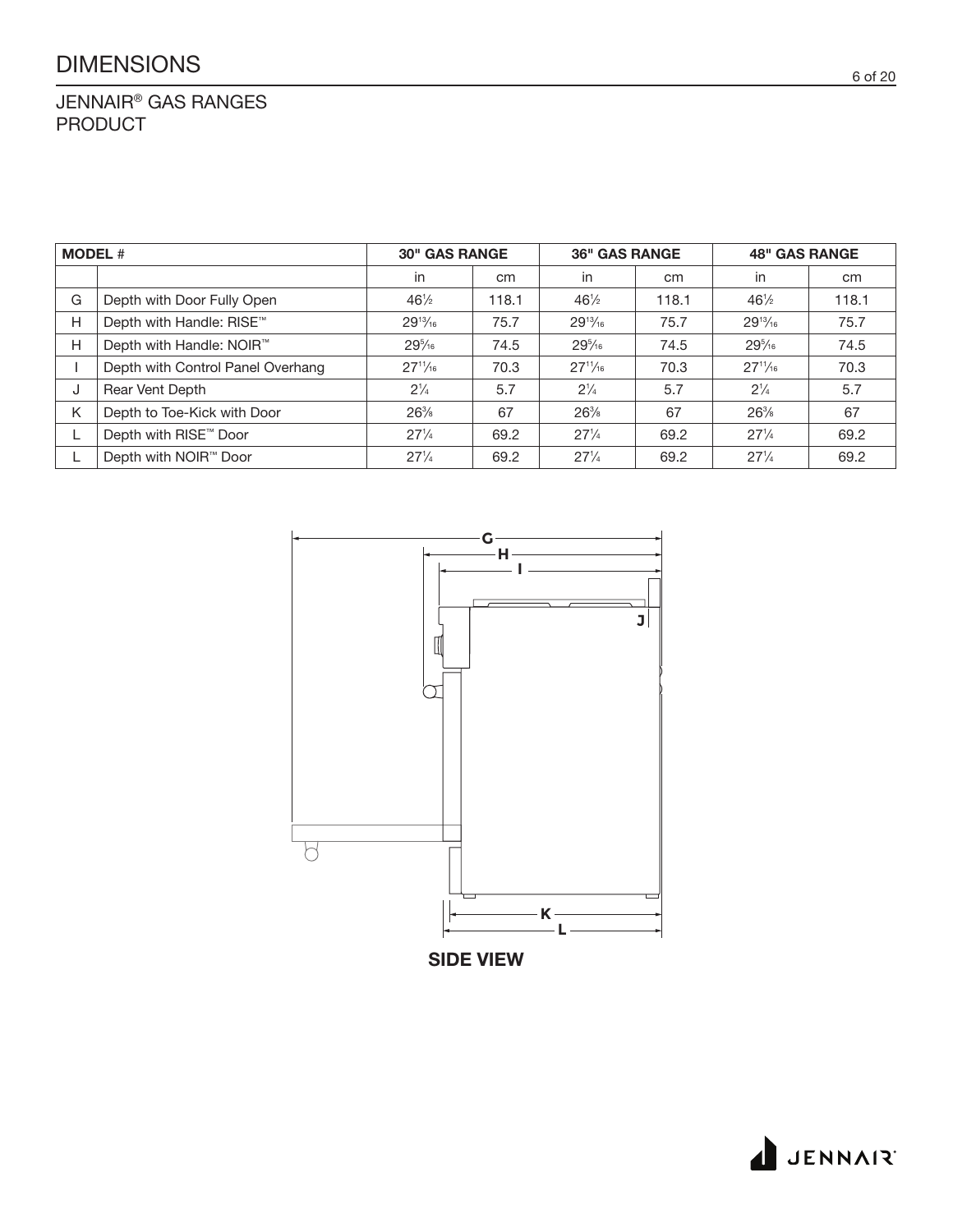# DIMENSIONS

## JENNAIR® GAS RANGES
## PRODUCT

| MODEL # | | 30" GAS RANGE | | 36" GAS RANGE | | 48" GAS RANGE | |
|---|---|---|---|---|---|---|---|
| | | in | cm | in | cm | in | cm |
| G | Depth with Door Fully Open | 46½ | 118.1 | 46½ | 118.1 | 46½ | 118.1 |
| H | Depth with Handle: RISE™ | 29¹³⁄₁₆ | 75.7 | 29¹³⁄₁₆ | 75.7 | 29¹³⁄₁₆ | 75.7 |
| H | Depth with Handle: NOIR™ | 29⁵⁄₁₆ | 74.5 | 29⁵⁄₁₆ | 74.5 | 29⁵⁄₁₆ | 74.5 |
| I | Depth with Control Panel Overhang | 27¹¹⁄₁₆ | 70.3 | 27¹¹⁄₁₆ | 70.3 | 27¹¹⁄₁₆ | 70.3 |
| J | Rear Vent Depth | 2¼ | 5.7 | 2¼ | 5.7 | 2¼ | 5.7 |
| K | Depth to Toe-Kick with Door | 26⅜ | 67 | 26⅜ | 67 | 26⅜ | 67 |
| L | Depth with RISE™ Door | 27¼ | 69.2 | 27¼ | 69.2 | 27¼ | 69.2 |
| L | Depth with NOIR™ Door | 27¼ | 69.2 | 27¼ | 69.2 | 27¼ | 69.2 |

G
H
I
J
K
L

SIDE VIEW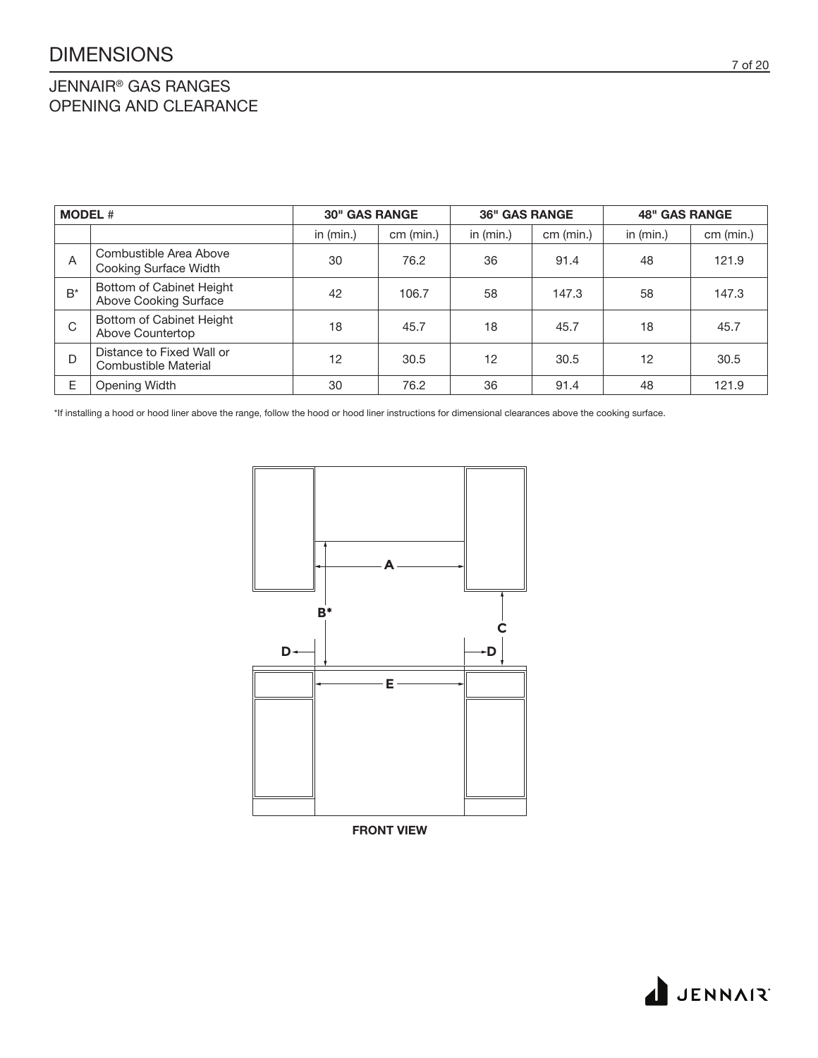# DIMENSIONS

## JENNAIR® GAS RANGES
## OPENING AND CLEARANCE

| MODEL # | | 30" GAS RANGE | | 36" GAS RANGE | | 48" GAS RANGE | |
|---|---|---|---|---|---|---|---|
| | | in (min.) | cm (min.) | in (min.) | cm (min.) | in (min.) | cm (min.) |
| A | Combustible Area Above Cooking Surface Width | 30 | 76.2 | 36 | 91.4 | 48 | 121.9 |
| B* | Bottom of Cabinet Height Above Cooking Surface | 42 | 106.7 | 58 | 147.3 | 58 | 147.3 |
| C | Bottom of Cabinet Height Above Countertop | 18 | 45.7 | 18 | 45.7 | 18 | 45.7 |
| D | Distance to Fixed Wall or Combustible Material | 12 | 30.5 | 12 | 30.5 | 12 | 30.5 |
| E | Opening Width | 30 | 76.2 | 36 | 91.4 | 48 | 121.9 |

*If installing a hood or hood liner above the range, follow the hood or hood liner instructions for dimensional clearances above the cooking surface.

A

B*

C

D

D

E

**FRONT VIEW**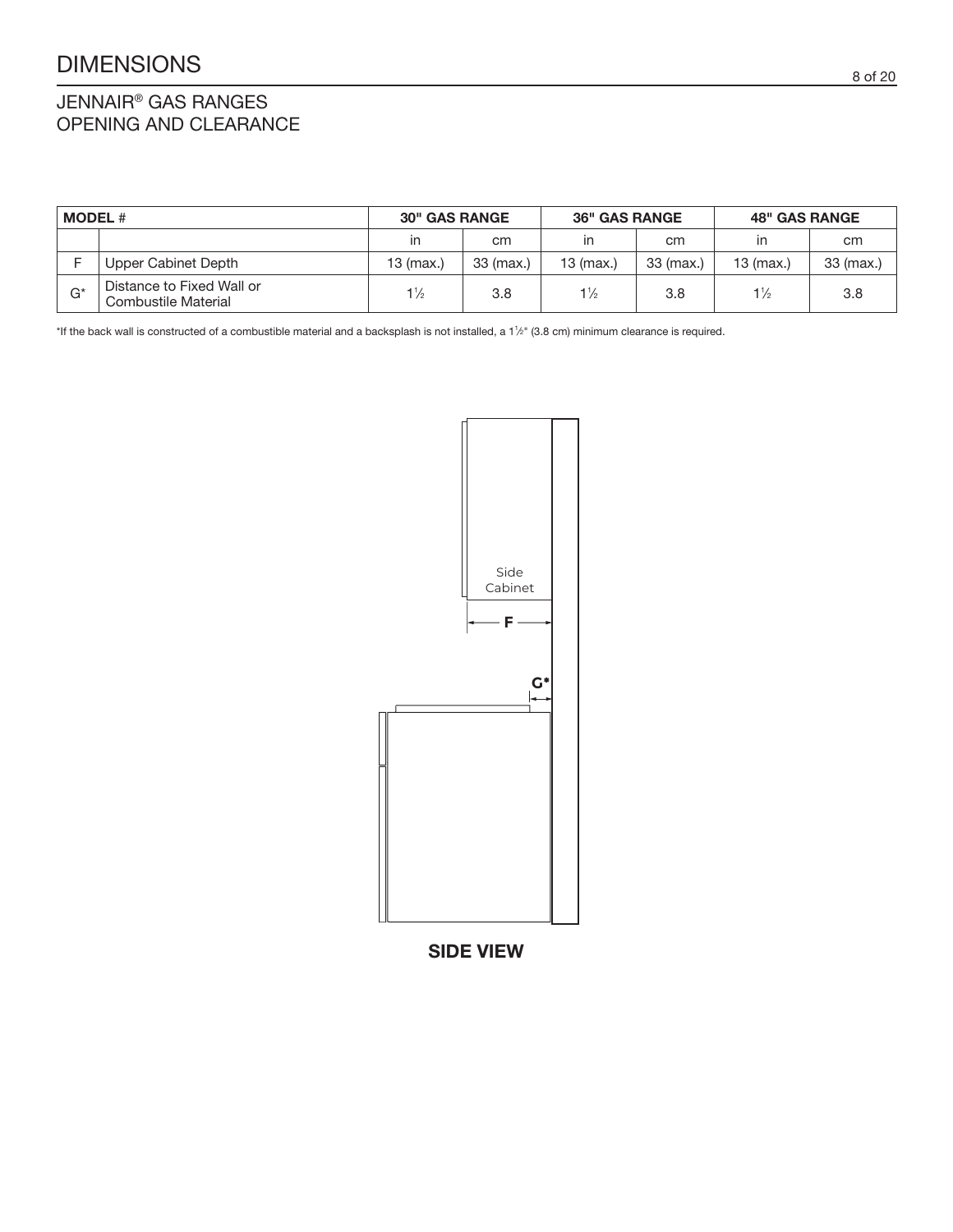# DIMENSIONS

## JENNAIR® GAS RANGES OPENING AND CLEARANCE

| MODEL # | | 30" GAS RANGE | | 36" GAS RANGE | | 48" GAS RANGE | |
|---|---|---|---|---|---|---|---|
| | | in | cm | in | cm | in | cm |
| F | Upper Cabinet Depth | 13 (max.) | 33 (max.) | 13 (max.) | 33 (max.) | 13 (max.) | 33 (max.) |
| G* | Distance to Fixed Wall or Combustible Material | 1½ | 3.8 | 1½ | 3.8 | 1½ | 3.8 |

*If the back wall is constructed of a combustible material and a backsplash is not installed, a 1½" (3.8 cm) minimum clearance is required.

Side Cabinet

F

G*

**SIDE VIEW**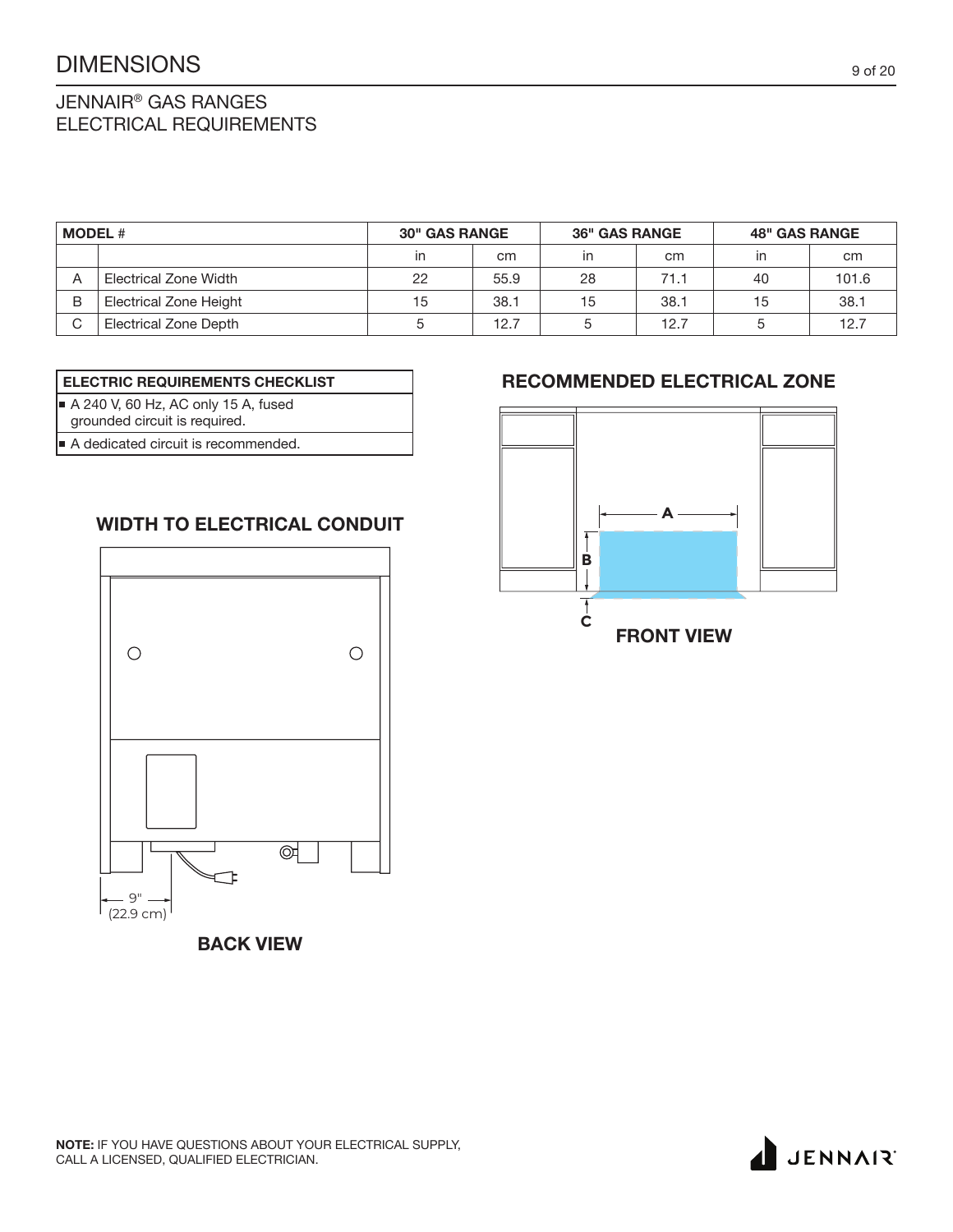# DIMENSIONS

## JENNAIR® GAS RANGES
## ELECTRICAL REQUIREMENTS

| MODEL # | | 30" GAS RANGE | | 36" GAS RANGE | | 48" GAS RANGE | |
|---|---|---|---|---|---|---|---|
| | | in | cm | in | cm | in | cm |
| A | Electrical Zone Width | 22 | 55.9 | 28 | 71.1 | 40 | 101.6 |
| B | Electrical Zone Height | 15 | 38.1 | 15 | 38.1 | 15 | 38.1 |
| C | Electrical Zone Depth | 5 | 12.7 | 5 | 12.7 | 5 | 12.7 |

| ELECTRIC REQUIREMENTS CHECKLIST |
|---|
| ■ A 240 V, 60 Hz, AC only 15 A, fused grounded circuit is required. |
| ■ A dedicated circuit is recommended. |

### WIDTH TO ELECTRICAL CONDUIT

9"
(22.9 cm)

**BACK VIEW**

### RECOMMENDED ELECTRICAL ZONE

A

B

C

**FRONT VIEW**

**NOTE:** IF YOU HAVE QUESTIONS ABOUT YOUR ELECTRICAL SUPPLY, CALL A LICENSED, QUALIFIED ELECTRICIAN.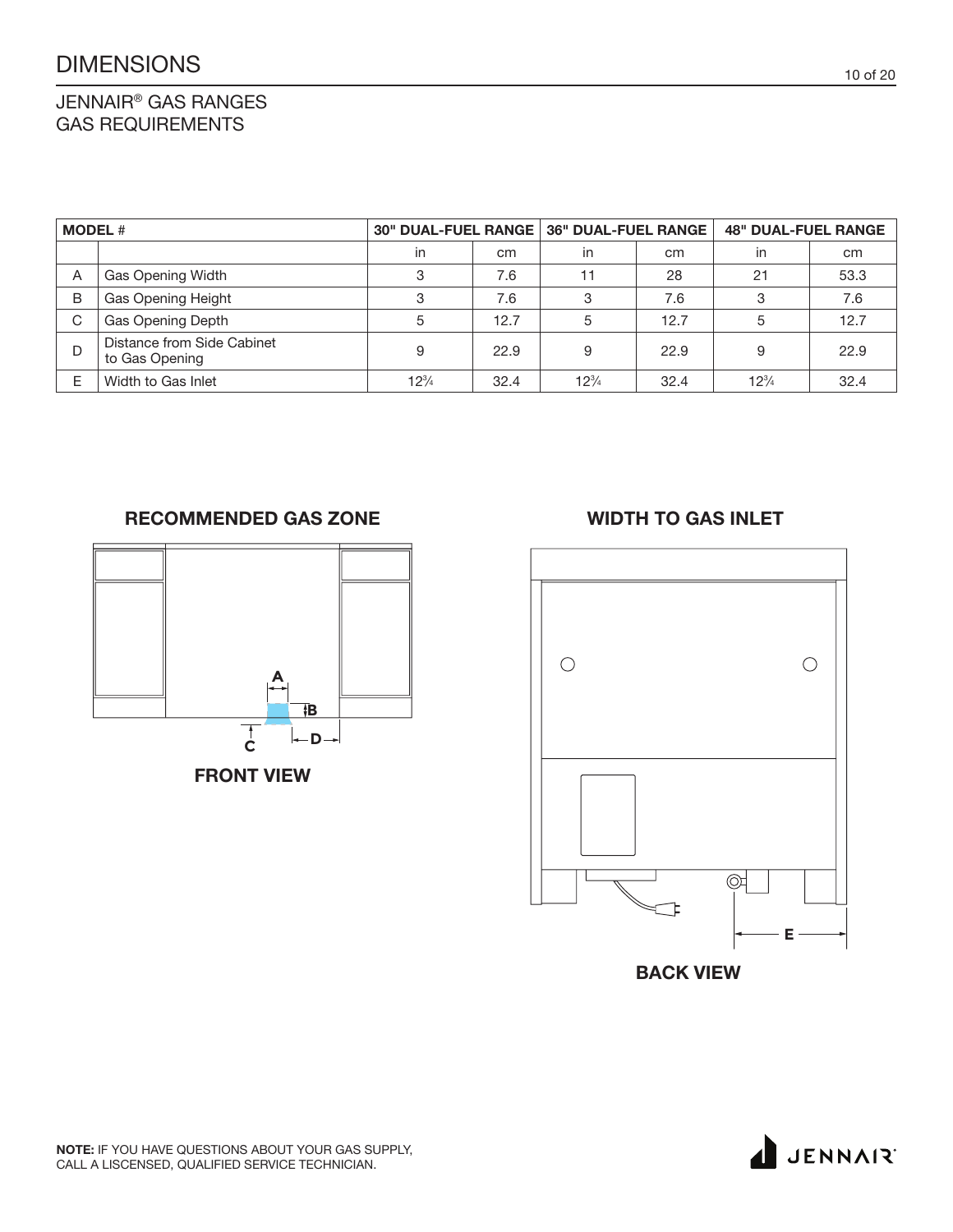# DIMENSIONS

## JENNAIR® GAS RANGES
## GAS REQUIREMENTS

| MODEL # | | 30" DUAL-FUEL RANGE | | 36" DUAL-FUEL RANGE | | 48" DUAL-FUEL RANGE | |
|---|---|---|---|---|---|---|---|
| | | in | cm | in | cm | in | cm |
| A | Gas Opening Width | 3 | 7.6 | 11 | 28 | 21 | 53.3 |
| B | Gas Opening Height | 3 | 7.6 | 3 | 7.6 | 3 | 7.6 |
| C | Gas Opening Depth | 5 | 12.7 | 5 | 12.7 | 5 | 12.7 |
| D | Distance from Side Cabinet to Gas Opening | 9 | 22.9 | 9 | 22.9 | 9 | 22.9 |
| E | Width to Gas Inlet | 12¾ | 32.4 | 12¾ | 32.4 | 12¾ | 32.4 |

**RECOMMENDED GAS ZONE**

A
B
C
D

**FRONT VIEW**

**WIDTH TO GAS INLET**

E

**BACK VIEW**

**NOTE:** IF YOU HAVE QUESTIONS ABOUT YOUR GAS SUPPLY, CALL A LISCENSED, QUALIFIED SERVICE TECHNICIAN.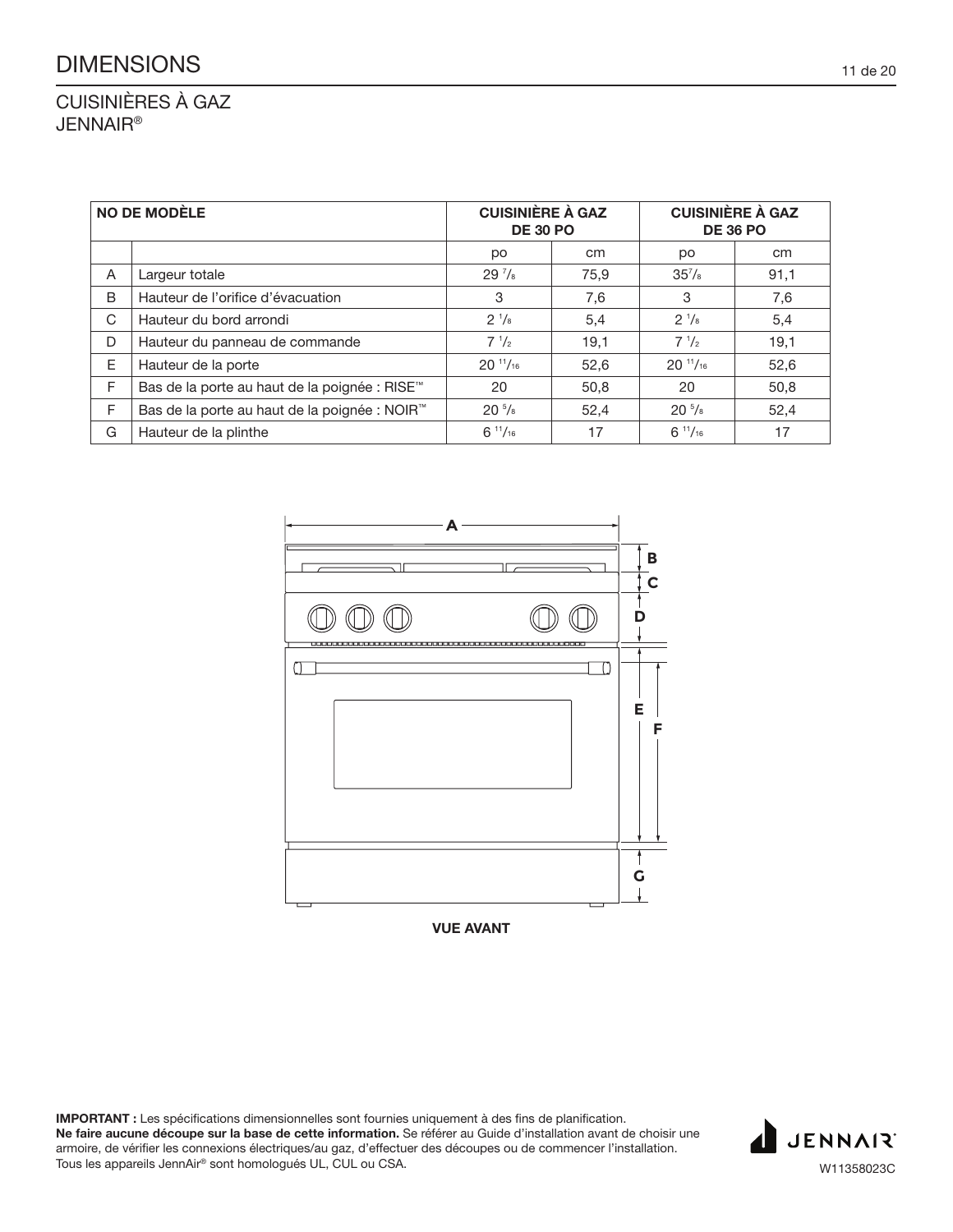# DIMENSIONS

## CUISINIÈRES À GAZ JENNAIR®

| NO DE MODÈLE | | CUISINIÈRE À GAZ DE 30 PO | | CUISINIÈRE À GAZ DE 36 PO | |
|---|---|---|---|---|---|
| | | po | cm | po | cm |
| A | Largeur totale | 29 7/8 | 75,9 | 35 7/8 | 91,1 |
| B | Hauteur de l'orifice d'évacuation | 3 | 7,6 | 3 | 7,6 |
| C | Hauteur du bord arrondi | 2 1/8 | 5,4 | 2 1/8 | 5,4 |
| D | Hauteur du panneau de commande | 7 1/2 | 19,1 | 7 1/2 | 19,1 |
| E | Hauteur de la porte | 20 11/16 | 52,6 | 20 11/16 | 52,6 |
| F | Bas de la porte au haut de la poignée : RISE™ | 20 | 50,8 | 20 | 50,8 |
| F | Bas de la porte au haut de la poignée : NOIR™ | 20 5/8 | 52,4 | 20 5/8 | 52,4 |
| G | Hauteur de la plinthe | 6 11/16 | 17 | 6 11/16 | 17 |

A

B

C

D

E

F

G

**VUE AVANT**

**IMPORTANT :** Les spécifications dimensionnelles sont fournies uniquement à des fins de planification. **Ne faire aucune découpe sur la base de cette information.** Se référer au Guide d'installation avant de choisir une armoire, de vérifier les connexions électriques/au gaz, d'effectuer des découpes ou de commencer l'installation. Tous les appareils JennAir® sont homologués UL, CUL ou CSA.

W11358023C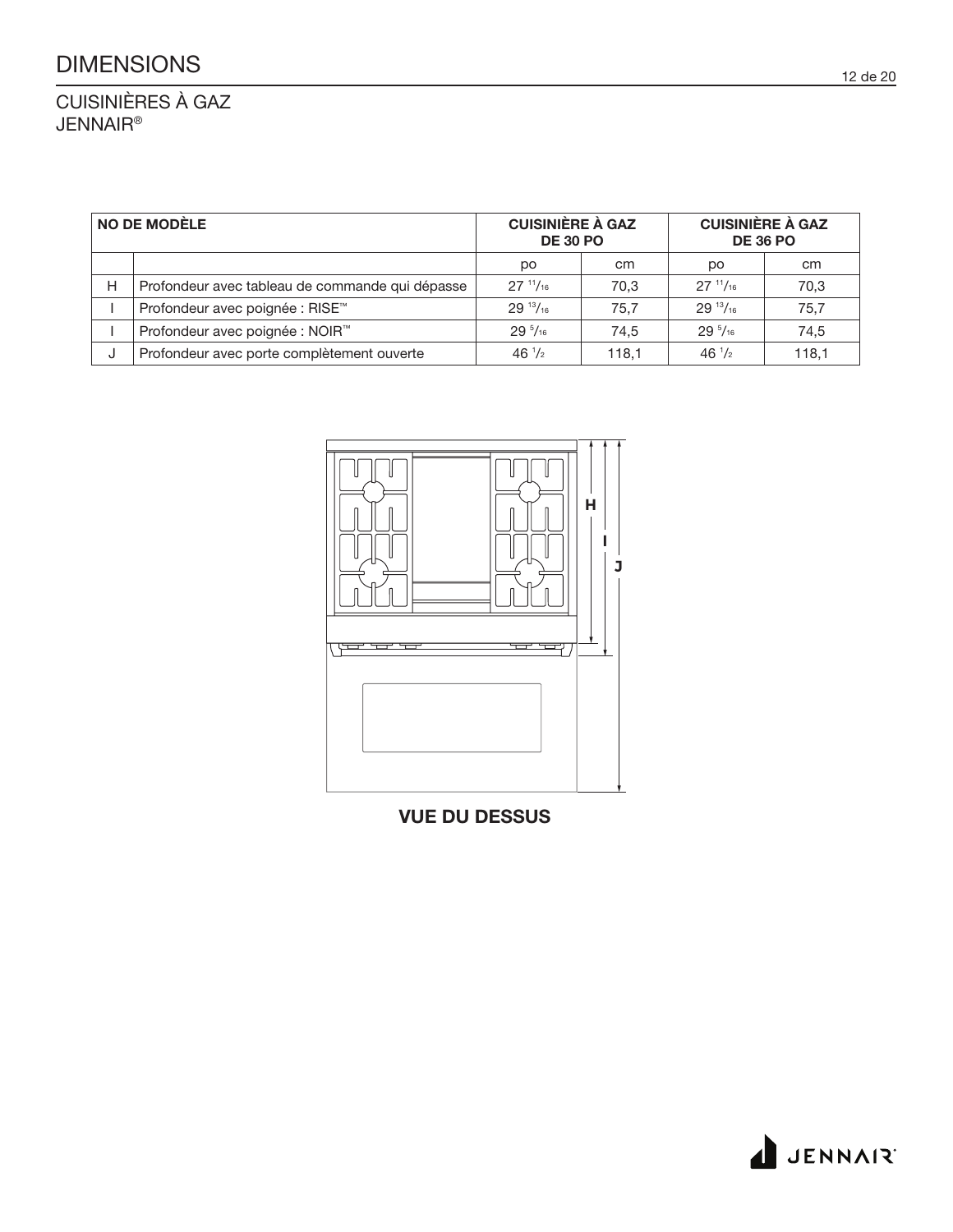# DIMENSIONS

## CUISINIÈRES À GAZ JENNAIR®

| NO DE MODÈLE | | CUISINIÈRE À GAZ DE 30 PO | | CUISINIÈRE À GAZ DE 36 PO | |
|---|---|---|---|---|---|
| | | po | cm | po | cm |
| H | Profondeur avec tableau de commande qui dépasse | 27 11/16 | 70,3 | 27 11/16 | 70,3 |
| I | Profondeur avec poignée : RISE™ | 29 13/16 | 75,7 | 29 13/16 | 75,7 |
| I | Profondeur avec poignée : NOIR™ | 29 5/16 | 74,5 | 29 5/16 | 74,5 |
| J | Profondeur avec porte complètement ouverte | 46 1/2 | 118,1 | 46 1/2 | 118,1 |

H

I

J

**VUE DU DESSUS**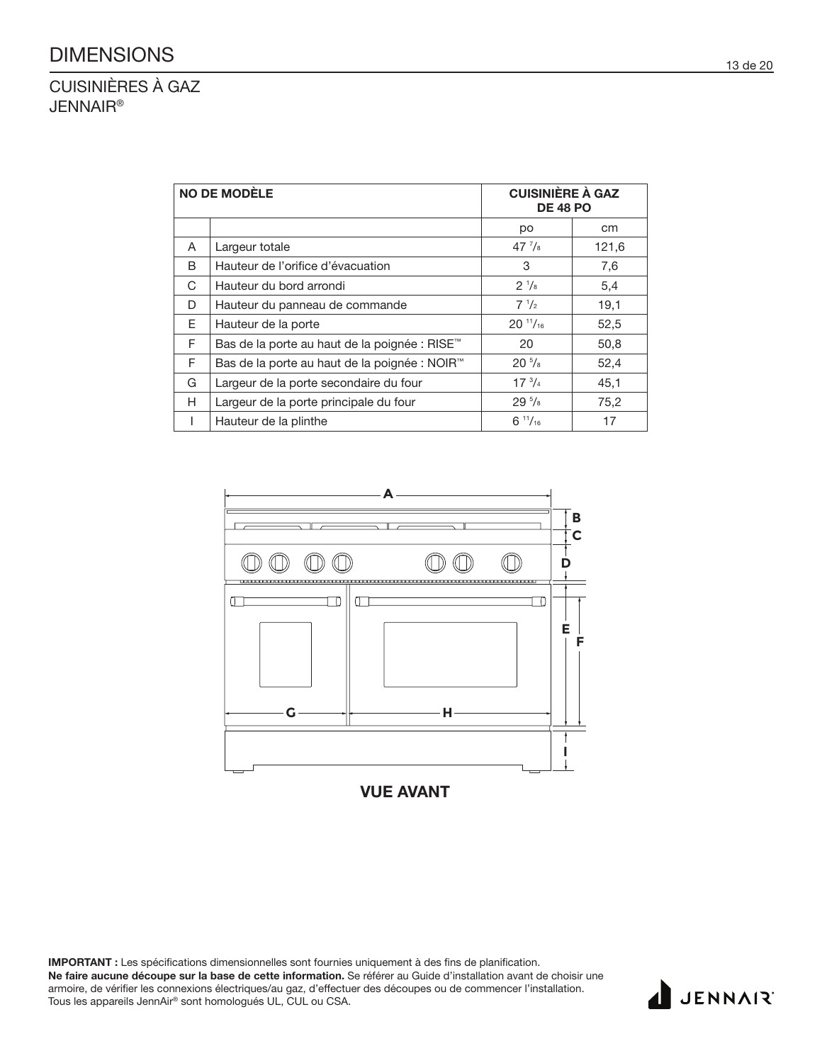# DIMENSIONS

## CUISINIÈRES À GAZ JENNAIR®

| NO DE MODÈLE | | CUISINIÈRE À GAZ DE 48 PO | |
|---|---|---|---|
| | | po | cm |
| A | Largeur totale | 47 7/8 | 121,6 |
| B | Hauteur de l'orifice d'évacuation | 3 | 7,6 |
| C | Hauteur du bord arrondi | 2 1/8 | 5,4 |
| D | Hauteur du panneau de commande | 7 1/2 | 19,1 |
| E | Hauteur de la porte | 20 11/16 | 52,5 |
| F | Bas de la porte au haut de la poignée : RISE™ | 20 | 50,8 |
| F | Bas de la porte au haut de la poignée : NOIR™ | 20 5/8 | 52,4 |
| G | Largeur de la porte secondaire du four | 17 3/4 | 45,1 |
| H | Largeur de la porte principale du four | 29 5/8 | 75,2 |
| I | Hauteur de la plinthe | 6 11/16 | 17 |

A
B
C
D
E
F
G
H
I

VUE AVANT

**IMPORTANT :** Les spécifications dimensionnelles sont fournies uniquement à des fins de planification.
**Ne faire aucune découpe sur la base de cette information.** Se référer au Guide d'installation avant de choisir une armoire, de vérifier les connexions électriques/au gaz, d'effectuer des découpes ou de commencer l'installation.
Tous les appareils JennAir® sont homologués UL, CUL ou CSA.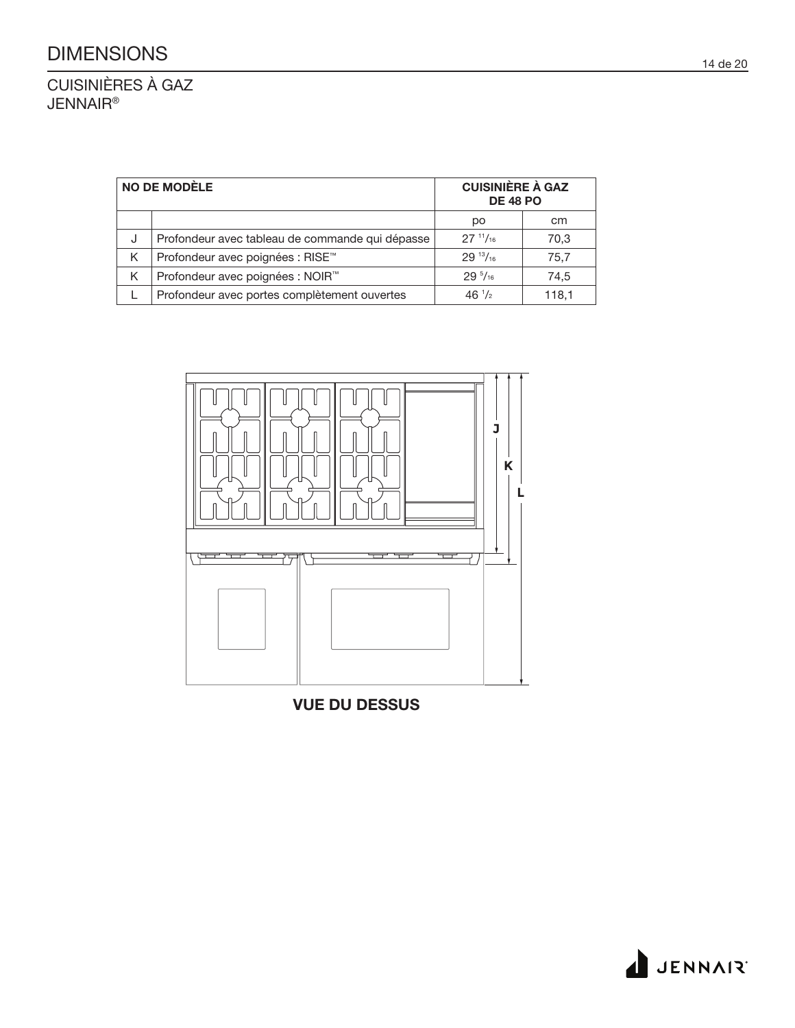# DIMENSIONS

## CUISINIÈRES À GAZ JENNAIR®

| NO DE MODÈLE | | CUISINIÈRE À GAZ DE 48 PO | |
|---|---|---|---|
| | | po | cm |
| J | Profondeur avec tableau de commande qui dépasse | 27 11/16 | 70,3 |
| K | Profondeur avec poignées : RISE™ | 29 13/16 | 75,7 |
| K | Profondeur avec poignées : NOIR™ | 29 5/16 | 74,5 |
| L | Profondeur avec portes complètement ouvertes | 46 1/2 | 118,1 |

J

K

L

**VUE DU DESSUS**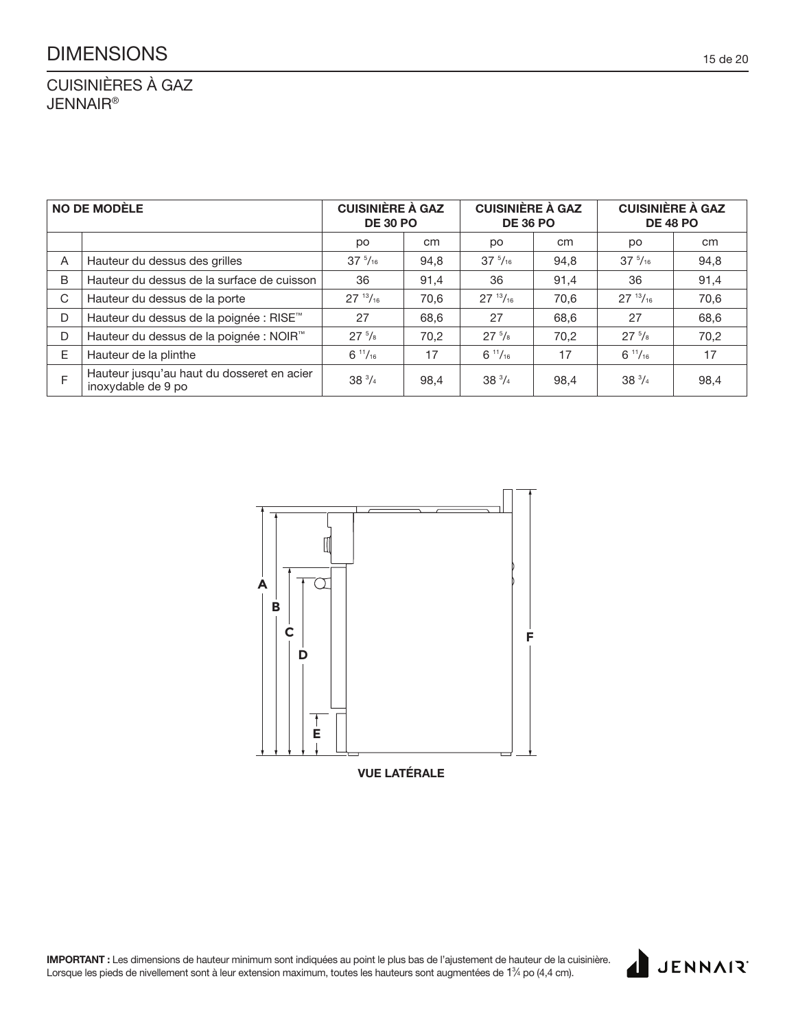# DIMENSIONS

## CUISINIÈRES À GAZ JENNAIR®

| NO DE MODÈLE | | CUISINIÈRE À GAZ DE 30 PO | | CUISINIÈRE À GAZ DE 36 PO | | CUISINIÈRE À GAZ DE 48 PO | |
|---|---|---|---|---|---|---|---|
| | | po | cm | po | cm | po | cm |
| A | Hauteur du dessus des grilles | 37 5/16 | 94,8 | 37 5/16 | 94,8 | 37 5/16 | 94,8 |
| B | Hauteur du dessus de la surface de cuisson | 36 | 91,4 | 36 | 91,4 | 36 | 91,4 |
| C | Hauteur du dessus de la porte | 27 13/16 | 70,6 | 27 13/16 | 70,6 | 27 13/16 | 70,6 |
| D | Hauteur du dessus de la poignée : RISE™ | 27 | 68,6 | 27 | 68,6 | 27 | 68,6 |
| D | Hauteur du dessus de la poignée : NOIR™ | 27 5/8 | 70,2 | 27 5/8 | 70,2 | 27 5/8 | 70,2 |
| E | Hauteur de la plinthe | 6 11/16 | 17 | 6 11/16 | 17 | 6 11/16 | 17 |
| F | Hauteur jusqu'au haut du dosseret en acier inoxydable de 9 po | 38 3/4 | 98,4 | 38 3/4 | 98,4 | 38 3/4 | 98,4 |

A

B

C

D

E

F

VUE LATÉRALE

**IMPORTANT :** Les dimensions de hauteur minimum sont indiquées au point le plus bas de l'ajustement de hauteur de la cuisinière. Lorsque les pieds de nivellement sont à leur extension maximum, toutes les hauteurs sont augmentées de 1¾ po (4,4 cm).

JENNAIR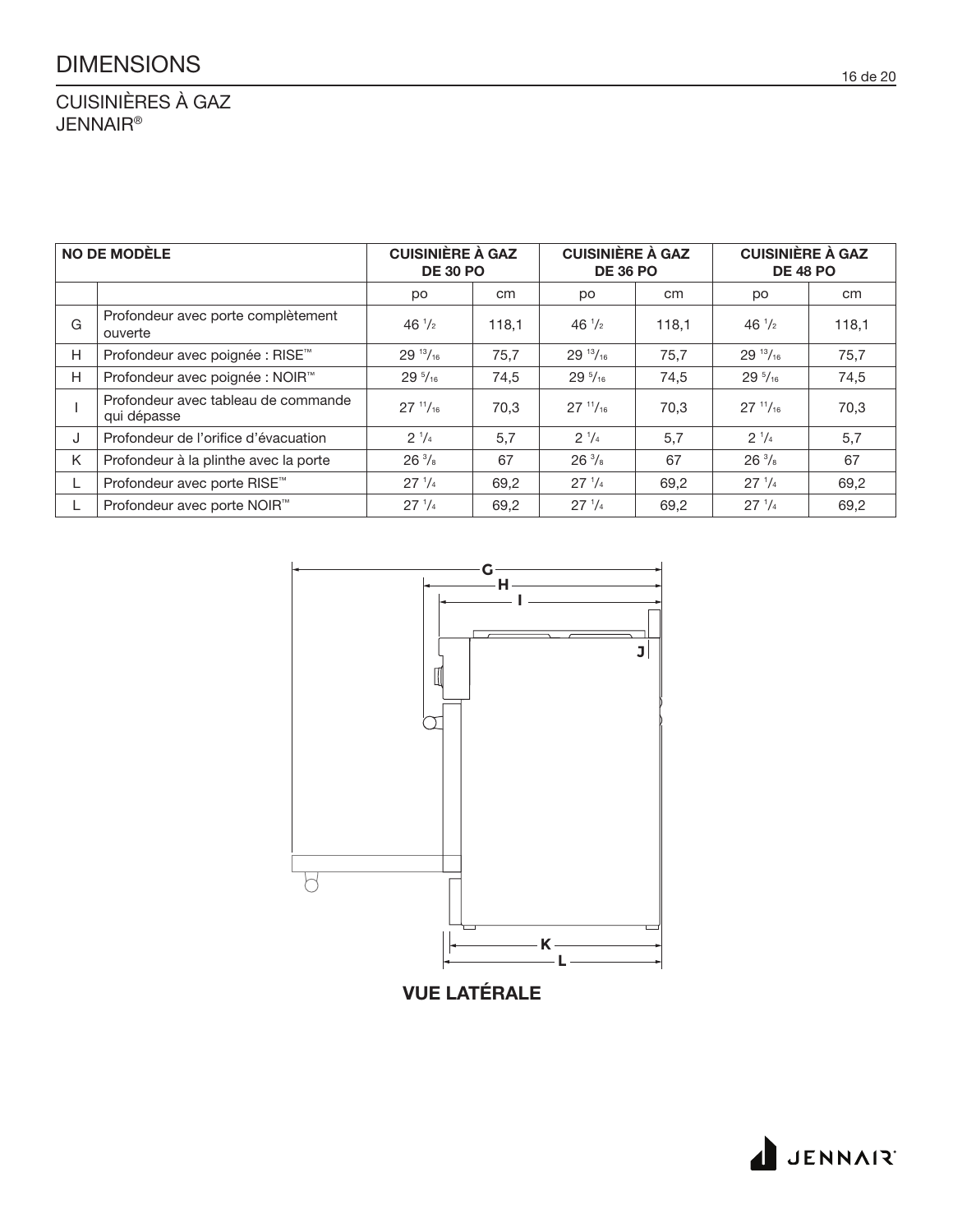# DIMENSIONS

## CUISINIÈRES À GAZ JENNAIR®

| NO DE MODÈLE | | CUISINIÈRE À GAZ DE 30 PO | | CUISINIÈRE À GAZ DE 36 PO | | CUISINIÈRE À GAZ DE 48 PO | |
|---|---|---|---|---|---|---|---|
| | | po | cm | po | cm | po | cm |
| G | Profondeur avec porte complètement ouverte | 46 1/2 | 118,1 | 46 1/2 | 118,1 | 46 1/2 | 118,1 |
| H | Profondeur avec poignée : RISE™ | 29 13/16 | 75,7 | 29 13/16 | 75,7 | 29 13/16 | 75,7 |
| H | Profondeur avec poignée : NOIR™ | 29 5/16 | 74,5 | 29 5/16 | 74,5 | 29 5/16 | 74,5 |
| I | Profondeur avec tableau de commande qui dépasse | 27 11/16 | 70,3 | 27 11/16 | 70,3 | 27 11/16 | 70,3 |
| J | Profondeur de l'orifice d'évacuation | 2 1/4 | 5,7 | 2 1/4 | 5,7 | 2 1/4 | 5,7 |
| K | Profondeur à la plinthe avec la porte | 26 3/8 | 67 | 26 3/8 | 67 | 26 3/8 | 67 |
| L | Profondeur avec porte RISE™ | 27 1/4 | 69,2 | 27 1/4 | 69,2 | 27 1/4 | 69,2 |
| L | Profondeur avec porte NOIR™ | 27 1/4 | 69,2 | 27 1/4 | 69,2 | 27 1/4 | 69,2 |

G

H

I

J

K

L

**VUE LATÉRALE**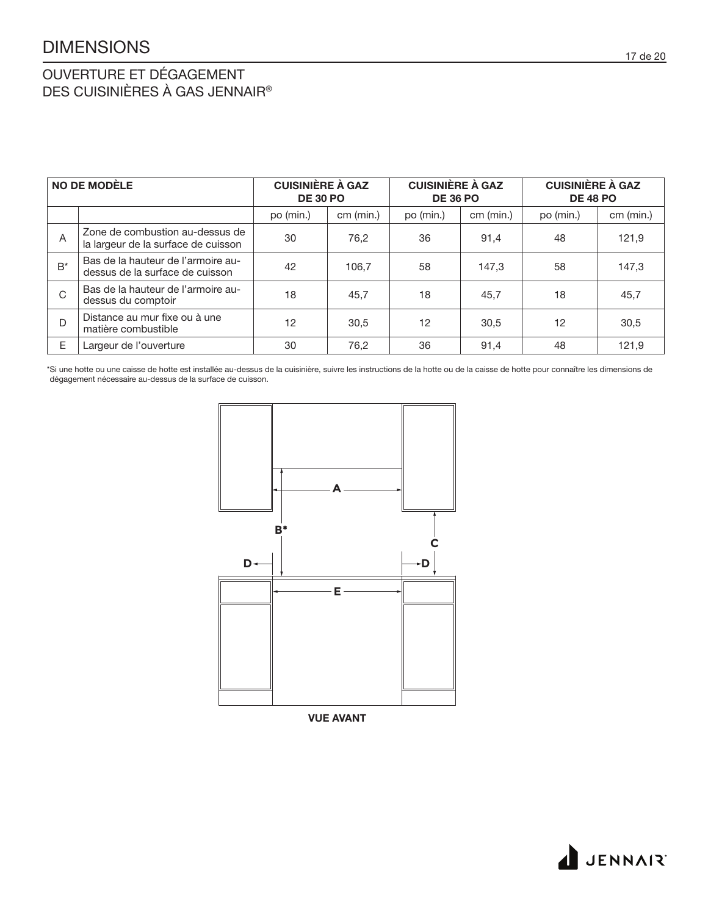# DIMENSIONS

## OUVERTURE ET DÉGAGEMENT DES CUISINIÈRES À GAS JENNAIR®

| NO DE MODÈLE | | CUISINIÈRE À GAZ DE 30 PO | | CUISINIÈRE À GAZ DE 36 PO | | CUISINIÈRE À GAZ DE 48 PO | |
|---|---|---|---|---|---|---|---|
| | | po (min.) | cm (min.) | po (min.) | cm (min.) | po (min.) | cm (min.) |
| A | Zone de combustion au-dessus de la largeur de la surface de cuisson | 30 | 76,2 | 36 | 91,4 | 48 | 121,9 |
| B* | Bas de la hauteur de l'armoire au-dessus de la surface de cuisson | 42 | 106,7 | 58 | 147,3 | 58 | 147,3 |
| C | Bas de la hauteur de l'armoire au-dessus du comptoir | 18 | 45,7 | 18 | 45,7 | 18 | 45,7 |
| D | Distance au mur fixe ou à une matière combustible | 12 | 30,5 | 12 | 30,5 | 12 | 30,5 |
| E | Largeur de l'ouverture | 30 | 76,2 | 36 | 91,4 | 48 | 121,9 |

*Si une hotte ou une caisse de hotte est installée au-dessus de la cuisinière, suivre les instructions de la hotte ou de la caisse de hotte pour connaître les dimensions de dégagement nécessaire au-dessus de la surface de cuisson.

A

B*

C

D

D

E

VUE AVANT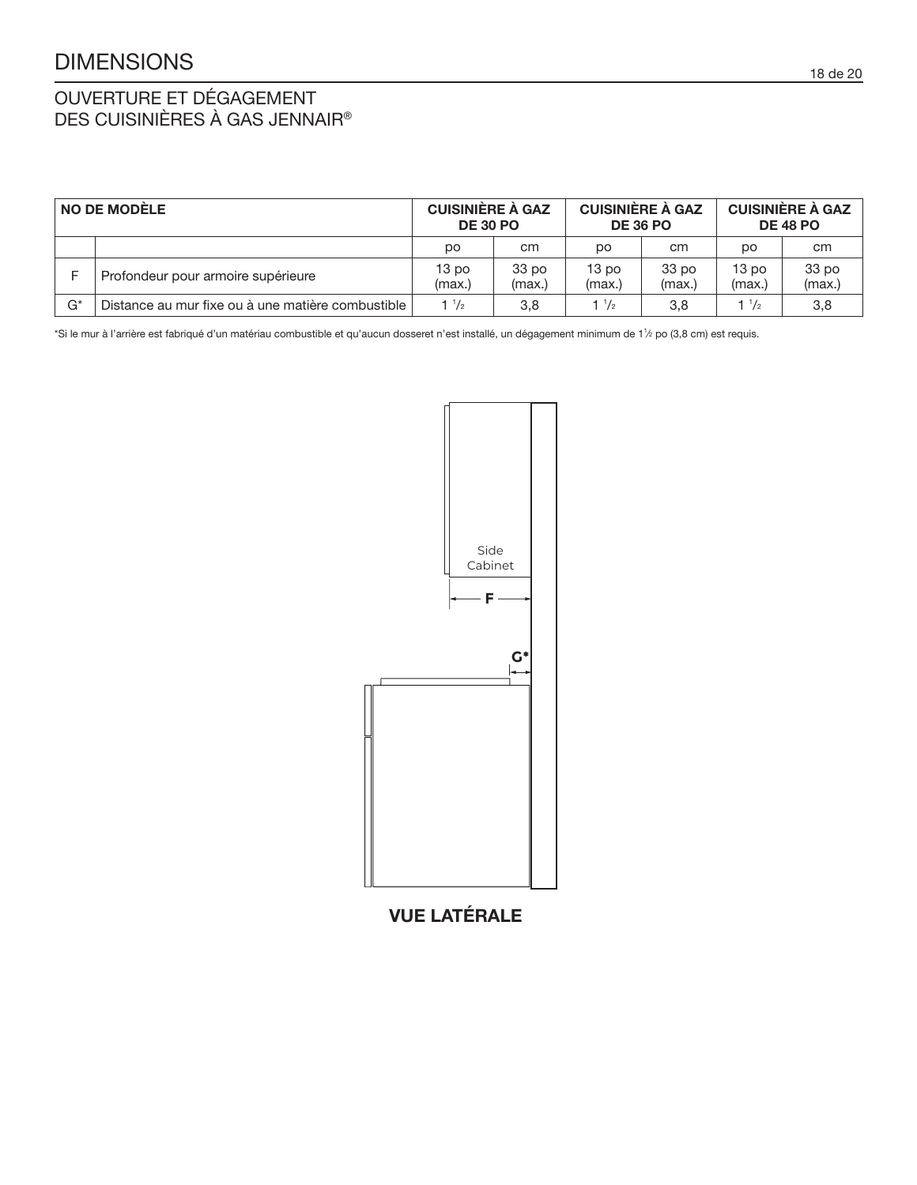# DIMENSIONS

## OUVERTURE ET DÉGAGEMENT DES CUISINIÈRES À GAS JENNAIR®

| NO DE MODÈLE | | CUISINIÈRE À GAZ DE 30 PO | | CUISINIÈRE À GAZ DE 36 PO | | CUISINIÈRE À GAZ DE 48 PO | |
|---|---|---|---|---|---|---|---|
| | | po | cm | po | cm | po | cm |
| F | Profondeur pour armoire supérieure | 13 po (max.) | 33 po (max.) | 13 po (max.) | 33 po (max.) | 13 po (max.) | 33 po (max.) |
| G* | Distance au mur fixe ou à une matière combustible | 1 1/2 | 3,8 | 1 1/2 | 3,8 | 1 1/2 | 3,8 |

*Si le mur à l'arrière est fabriqué d'un matériau combustible et qu'aucun dosseret n'est installé, un dégagement minimum de 1½ po (3,8 cm) est requis.

Side Cabinet

F

G*

**VUE LATÉRALE**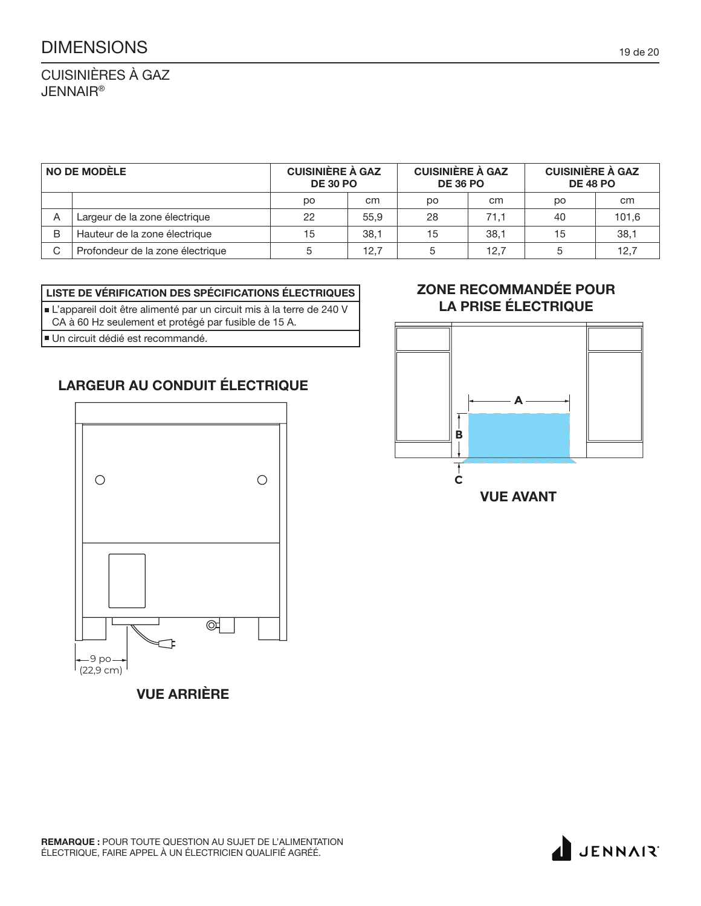# DIMENSIONS

## CUISINIÈRES À GAZ JENNAIR®

| NO DE MODÈLE | | CUISINIÈRE À GAZ DE 30 PO | | CUISINIÈRE À GAZ DE 36 PO | | CUISINIÈRE À GAZ DE 48 PO | |
|---|---|---|---|---|---|---|---|
| | | po | cm | po | cm | po | cm |
| A | Largeur de la zone électrique | 22 | 55,9 | 28 | 71,1 | 40 | 101,6 |
| B | Hauteur de la zone électrique | 15 | 38,1 | 15 | 38,1 | 15 | 38,1 |
| C | Profondeur de la zone électrique | 5 | 12,7 | 5 | 12,7 | 5 | 12,7 |

| LISTE DE VÉRIFICATION DES SPÉCIFICATIONS ÉLECTRIQUES |
|---|
| ■ L'appareil doit être alimenté par un circuit mis à la terre de 240 V CA à 60 Hz seulement et protégé par fusible de 15 A. |
| ■ Un circuit dédié est recommandé. |

### LARGEUR AU CONDUIT ÉLECTRIQUE

9 po
(22,9 cm)

**VUE ARRIÈRE**

### ZONE RECOMMANDÉE POUR LA PRISE ÉLECTRIQUE

A

B

C

**VUE AVANT**

**REMARQUE :** POUR TOUTE QUESTION AU SUJET DE L'ALIMENTATION ÉLECTRIQUE, FAIRE APPEL À UN ÉLECTRICIEN QUALIFIÉ AGRÉÉ.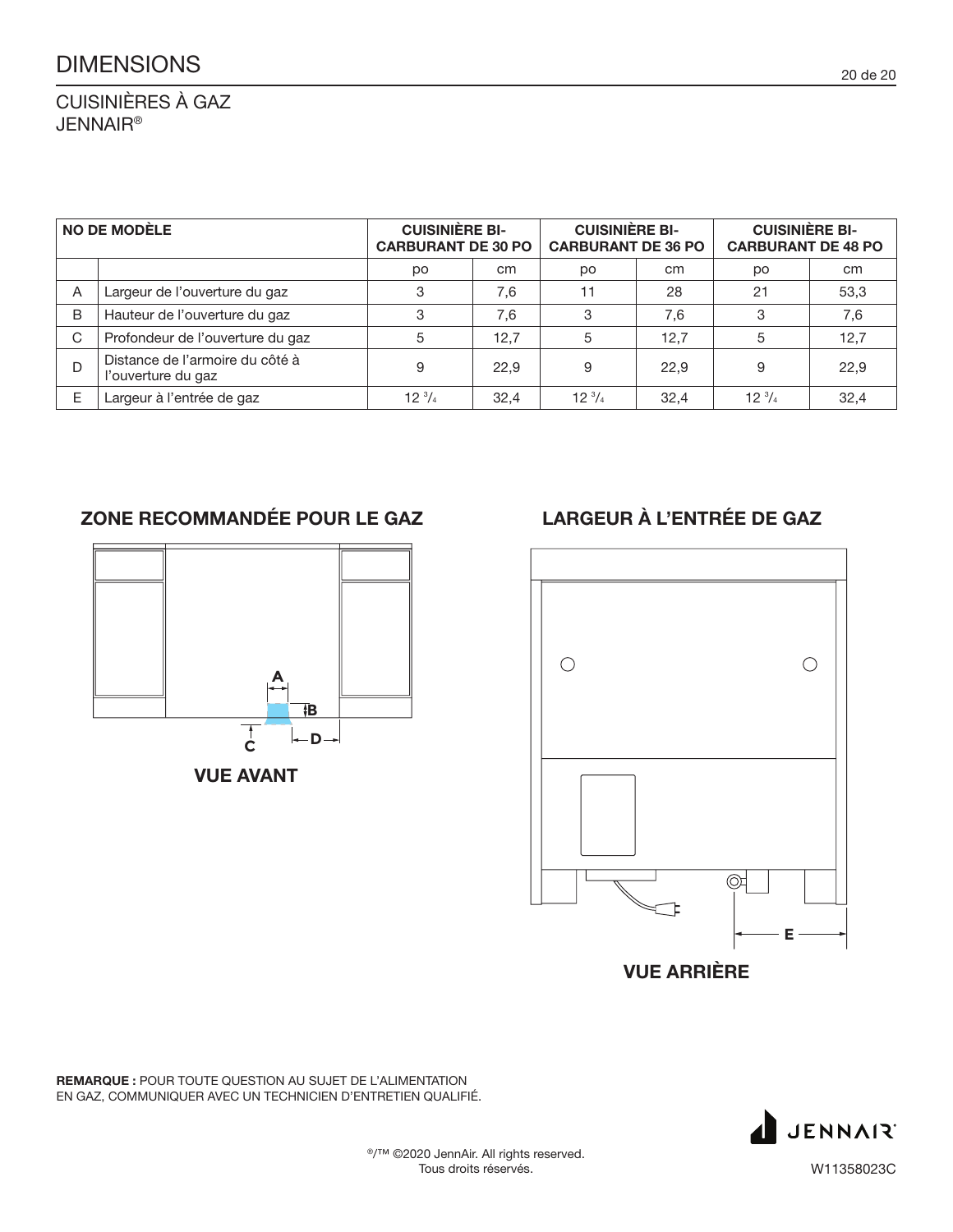# DIMENSIONS

## CUISINIÈRES À GAZ JENNAIR®

| NO DE MODÈLE | | CUISINIÈRE BI-CARBURANT DE 30 PO | | CUISINIÈRE BI-CARBURANT DE 36 PO | | CUISINIÈRE BI-CARBURANT DE 48 PO | |
|---|---|---|---|---|---|---|---|
| | | po | cm | po | cm | po | cm |
| A | Largeur de l'ouverture du gaz | 3 | 7,6 | 11 | 28 | 21 | 53,3 |
| B | Hauteur de l'ouverture du gaz | 3 | 7,6 | 3 | 7,6 | 3 | 7,6 |
| C | Profondeur de l'ouverture du gaz | 5 | 12,7 | 5 | 12,7 | 5 | 12,7 |
| D | Distance de l'armoire du côté à l'ouverture du gaz | 9 | 22,9 | 9 | 22,9 | 9 | 22,9 |
| E | Largeur à l'entrée de gaz | 12 3/4 | 32,4 | 12 3/4 | 32,4 | 12 3/4 | 32,4 |

### ZONE RECOMMANDÉE POUR LE GAZ

A

B

C

D

VUE AVANT

### LARGEUR À L'ENTRÉE DE GAZ

E

VUE ARRIÈRE

**REMARQUE :** POUR TOUTE QUESTION AU SUJET DE L'ALIMENTATION EN GAZ, COMMUNIQUER AVEC UN TECHNICIEN D'ENTRETIEN QUALIFIÉ.

JENNAIR

®/™ ©2020 JennAir. All rights reserved.
Tous droits réservés.

W11358023C